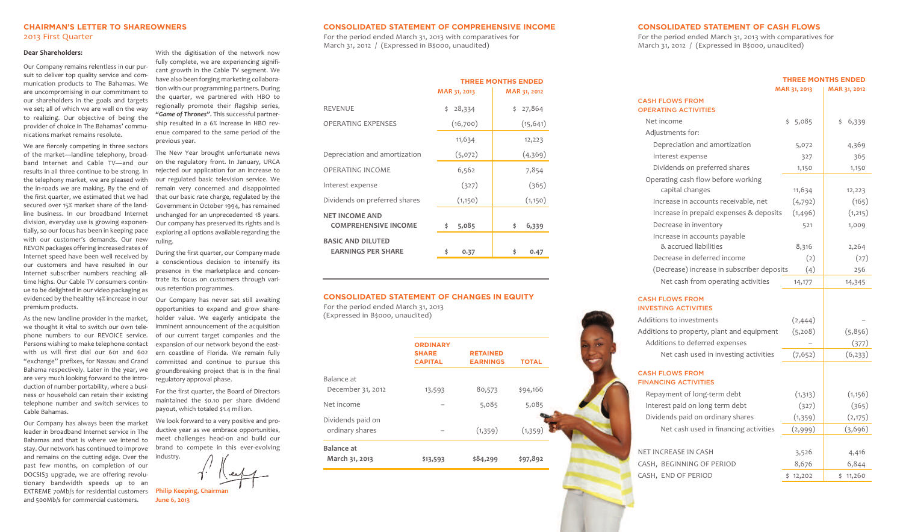## CHAIRMAN'S LETTER TO SHAREOWNERS

2013 First Quarter

**Dear Shareholders:**

Our Company remains relentless in our pursuit to deliver top quality service and communication products to The Bahamas. We are uncompromising in our commitment to our shareholders in the goals and targets we set; all of which we are well on the way to realizing. Our objective of being the provider of choice in The Bahamas' communications market remains resolute.

We are fiercely competing in three sectors of the market—landline telephony, broadband Internet and Cable TV—and our results in all three continue to be strong. In the telephony market, we are pleased with the in-roads we are making. By the end of the first quarter, we estimated that we had secured over 15% market share of the landline business. In our broadband Internet division, everyday use is growing exponentially, so our focus has been in keeping pace with our customer's demands. Our new REVON packages offering increased rates of Internet speed have been well received by our customers and have resulted in our Internet subscriber numbers reaching all-time highs. Our Cable TV consumers continue to be delighted in our video packaging as evidenced by the healthy 14% increase in our premium products.

As the new landline provider in the market, we thought it vital to switch our own telephone numbers to our REVOICE service. Persons wishing to make telephone contact with us will first dial our 601 and 602 "exchange" prefixes, for Nassau and Grand Bahama respectively. Later in the year, we are very much looking forward to the introduction of number portability, where a business or household can retain their existing telephone number and switch services to Cable Bahamas.

Our Company has always been the market leader in broadband Internet service in The Bahamas and that is where we intend to stay. Our network has continued to improve and remains on the cutting edge. Over the past few months, on completion of our DOCSIS3 upgrade, we are offering revolutionary bandwidth speeds up to an EXTREME 70Mb/s for residential customers and 500Mb/s for commercial customers.

With the digitisation of the network now fully complete, we are experiencing significant growth in the Cable TV segment. We have also been forging marketing collaboration with our programming partners. During the quarter, we partnered with HBO to regionally promote their flagship series, ***"Game of Thrones"***. This successful partnership resulted in a 6% increase in HBO revenue compared to the same period of the previous year.

The New Year brought unfortunate news on the regulatory front. In January, URCA rejected our application for an increase to our regulated basic television service. We remain very concerned and disappointed that our basic rate charge, regulated by the Government in October 1994, has remained unchanged for an unprecedented 18 years. Our company has preserved its rights and is exploring all options available regarding the ruling.

During the first quarter, our Company made a conscientious decision to intensify its presence in the marketplace and concentrate its focus on customers through various retention programmes.

Our Company has never sat still awaiting opportunities to expand and grow shareholder value. We eagerly anticipate the imminent announcement of the acquisition of our current target companies and the expansion of our network beyond the eastern coastline of Florida. We remain fully committed and continue to pursue this groundbreaking project that is in the final regulatory approval phase.

For the first quarter, the Board of Directors maintained the $0.10 per share dividend payout, which totaled $1.4 million.

We look forward to a very positive and productive year as we embrace opportunities, meet challenges head-on and build our brand to compete in this ever-evolving industry.

**Philip Keeping, Chairman**
**June 6, 2013**

## CONSOLIDATED STATEMENT OF COMPREHENSIVE INCOME

For the period ended March 31, 2013 with comparatives for March 31, 2012 / (Expressed in B$000, unaudited)

| | THREE MONTHS ENDED | |
|---|---|---|
| | MAR 31, 2013 | MAR 31, 2012 |
| REVENUE | $ 28,334 | $ 27,864 |
| OPERATING EXPENSES | (16,700) | (15,641) |
| | 11,634 | 12,223 |
| Depreciation and amortization | (5,072) | (4,369) |
| OPERATING INCOME | 6,562 | 7,854 |
| Interest expense | (327) | (365) |
| Dividends on preferred shares | (1,150) | (1,150) |
| **NET INCOME AND COMPREHENSIVE INCOME** | **$ 5,085** | **$ 6,339** |
| **BASIC AND DILUTED EARNINGS PER SHARE** | **$ 0.37** | **$ 0.47** |

## CONSOLIDATED STATEMENT OF CHANGES IN EQUITY

For the period ended March 31, 2013 (Expressed in B$000, unaudited)

| | ORDINARY SHARE CAPITAL | RETAINED EARNINGS | TOTAL |
|---|---|---|---|
| Balance at December 31, 2012 | 13,593 | 80,573 | $94,166 |
| Net income | – | 5,085 | 5,085 |
| Dividends paid on ordinary shares | – | (1,359) | (1,359) |
| **Balance at March 31, 2013** | **$13,593** | **$84,299** | **$97,892** |

## CONSOLIDATED STATEMENT OF CASH FLOWS

For the period ended March 31, 2013 with comparatives for March 31, 2012 / (Expressed in B$000, unaudited)

| | THREE MONTHS ENDED | |
|---|---|---|
| | MAR 31, 2013 | MAR 31, 2012 |
| **CASH FLOWS FROM OPERATING ACTIVITIES** | | |
| Net income | $ 5,085 | $ 6,339 |
| Adjustments for: | | |
| Depreciation and amortization | 5,072 | 4,369 |
| Interest expense | 327 | 365 |
| Dividends on preferred shares | 1,150 | 1,150 |
| Operating cash flow before working capital changes | 11,634 | 12,223 |
| Increase in accounts receivable, net | (4,792) | (165) |
| Increase in prepaid expenses & deposits | (1,496) | (1,215) |
| Decrease in inventory | 521 | 1,009 |
| Increase in accounts payable & accrued liabilities | 8,316 | 2,264 |
| Decrease in deferred income | (2) | (27) |
| (Decrease) increase in subscriber deposits | (4) | 256 |
| Net cash from operating activities | 14,177 | 14,345 |
| **CASH FLOWS FROM INVESTING ACTIVITIES** | | |
| Additions to investments | (2,444) | – |
| Additions to property, plant and equipment | (5,208) | (5,856) |
| Additions to deferred expenses | – | (377) |
| Net cash used in investing activities | (7,652) | (6,233) |
| **CASH FLOWS FROM FINANCING ACTIVITIES** | | |
| Repayment of long-term debt | (1,313) | (1,156) |
| Interest paid on long term debt | (327) | (365) |
| Dividends paid on ordinary shares | (1,359) | (2,175) |
| Net cash used in financing activities | (2,999) | (3,696) |
| NET INCREASE IN CASH | 3,526 | 4,416 |
| CASH, BEGINNING OF PERIOD | 8,676 | 6,844 |
| CASH, END OF PERIOD | $ 12,202 | $ 11,260 |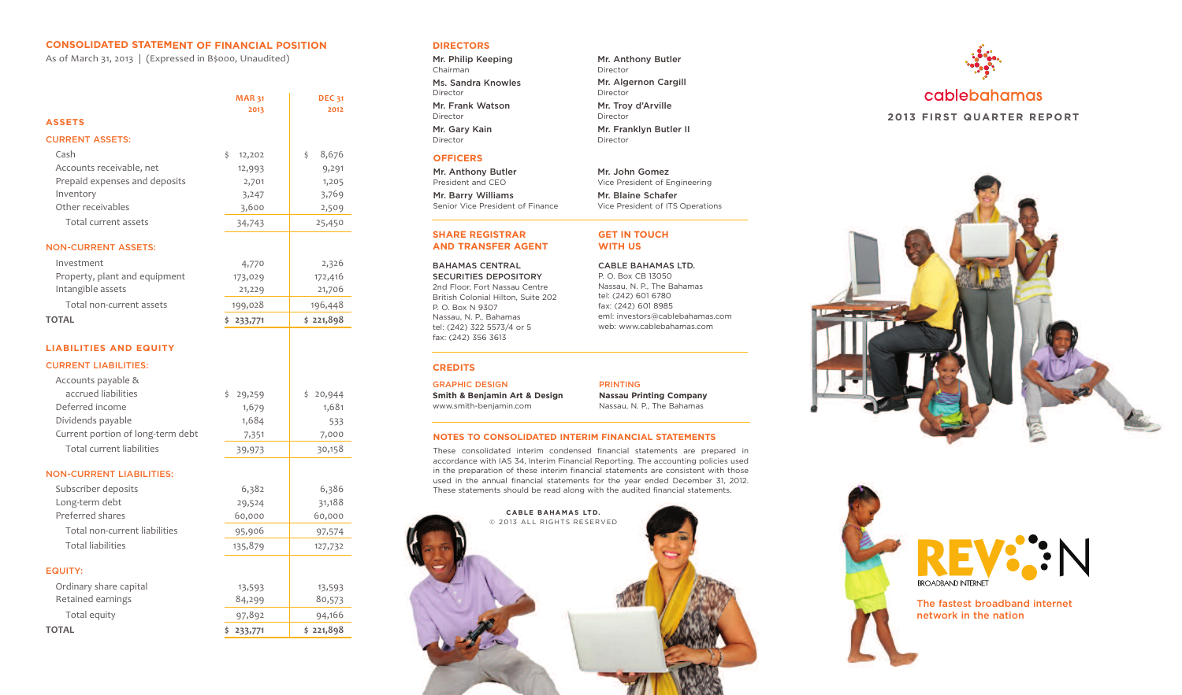## CONSOLIDATED STATEMENT OF FINANCIAL POSITION

As of March 31, 2013 | (Expressed in B$000, Unaudited)

| | MAR 31 2013 | DEC 31 2012 |
|---|---|---|
| **ASSETS** | | |
| **CURRENT ASSETS:** | | |
| Cash | $ 12,202 | $ 8,676 |
| Accounts receivable, net | 12,993 | 9,291 |
| Prepaid expenses and deposits | 2,701 | 1,205 |
| Inventory | 3,247 | 3,769 |
| Other receivables | 3,600 | 2,509 |
| Total current assets | 34,743 | 25,450 |
| **NON-CURRENT ASSETS:** | | |
| Investment | 4,770 | 2,326 |
| Property, plant and equipment | 173,029 | 172,416 |
| Intangible assets | 21,229 | 21,706 |
| Total non-current assets | 199,028 | 196,448 |
| **TOTAL** | $ 233,771 | $ 221,898 |
| **LIABILITIES AND EQUITY** | | |
| **CURRENT LIABILITIES:** | | |
| Accounts payable & accrued liabilities | $ 29,259 | $ 20,944 |
| Deferred income | 1,679 | 1,681 |
| Dividends payable | 1,684 | 533 |
| Current portion of long-term debt | 7,351 | 7,000 |
| Total current liabilities | 39,973 | 30,158 |
| **NON-CURRENT LIABILITIES:** | | |
| Subscriber deposits | 6,382 | 6,386 |
| Long-term debt | 29,524 | 31,188 |
| Preferred shares | 60,000 | 60,000 |
| Total non-current liabilities | 95,906 | 97,574 |
| Total liabilities | 135,879 | 127,732 |
| **EQUITY:** | | |
| Ordinary share capital | 13,593 | 13,593 |
| Retained earnings | 84,299 | 80,573 |
| Total equity | 97,892 | 94,166 |
| **TOTAL** | $ 233,771 | $ 221,898 |

## DIRECTORS

**Mr. Philip Keeping**
Chairman

**Ms. Sandra Knowles**
Director

**Mr. Frank Watson**
Director

**Mr. Gary Kain**
Director

**Mr. Anthony Butler**
Director

**Mr. Algernon Cargill**
Director

**Mr. Troy d'Arville**
Director

**Mr. Franklyn Butler II**
Director

## OFFICERS

**Mr. Anthony Butler**
President and CEO

**Mr. Barry Williams**
Senior Vice President of Finance

**Mr. John Gomez**
Vice President of Engineering

**Mr. Blaine Schafer**
Vice President of ITS Operations

## SHARE REGISTRAR AND TRANSFER AGENT

BAHAMAS CENTRAL SECURITIES DEPOSITORY
2nd Floor, Fort Nassau Centre
British Colonial Hilton, Suite 202
P. O. Box N 9307
Nassau, N. P., Bahamas
tel: (242) 322 5573/4 or 5
fax: (242) 356 3613

## GET IN TOUCH WITH US

CABLE BAHAMAS LTD.
P. O. Box CB 13050
Nassau, N. P., The Bahamas
tel: (242) 601 6780
fax: (242) 601 8985
eml: investors@cablebahamas.com
web: www.cablebahamas.com

## CREDITS

**GRAPHIC DESIGN**
**Smith & Benjamin Art & Design**
www.smith-benjamin.com

**PRINTING**
**Nassau Printing Company**
Nassau, N. P., The Bahamas

## NOTES TO CONSOLIDATED INTERIM FINANCIAL STATEMENTS

These consolidated interim condensed financial statements are prepared in accordance with IAS 34, Interim Financial Reporting. The accounting policies used in the preparation of these interim financial statements are consistent with those used in the annual financial statements for the year ended December 31, 2012. These statements should be read along with the audited financial statements.

CABLE BAHAMAS LTD.
© 2013 ALL RIGHTS RESERVED

cablebahamas

**2013 FIRST QUARTER REPORT**

REV:ON
BROADBAND INTERNET

The fastest broadband internet network in the nation